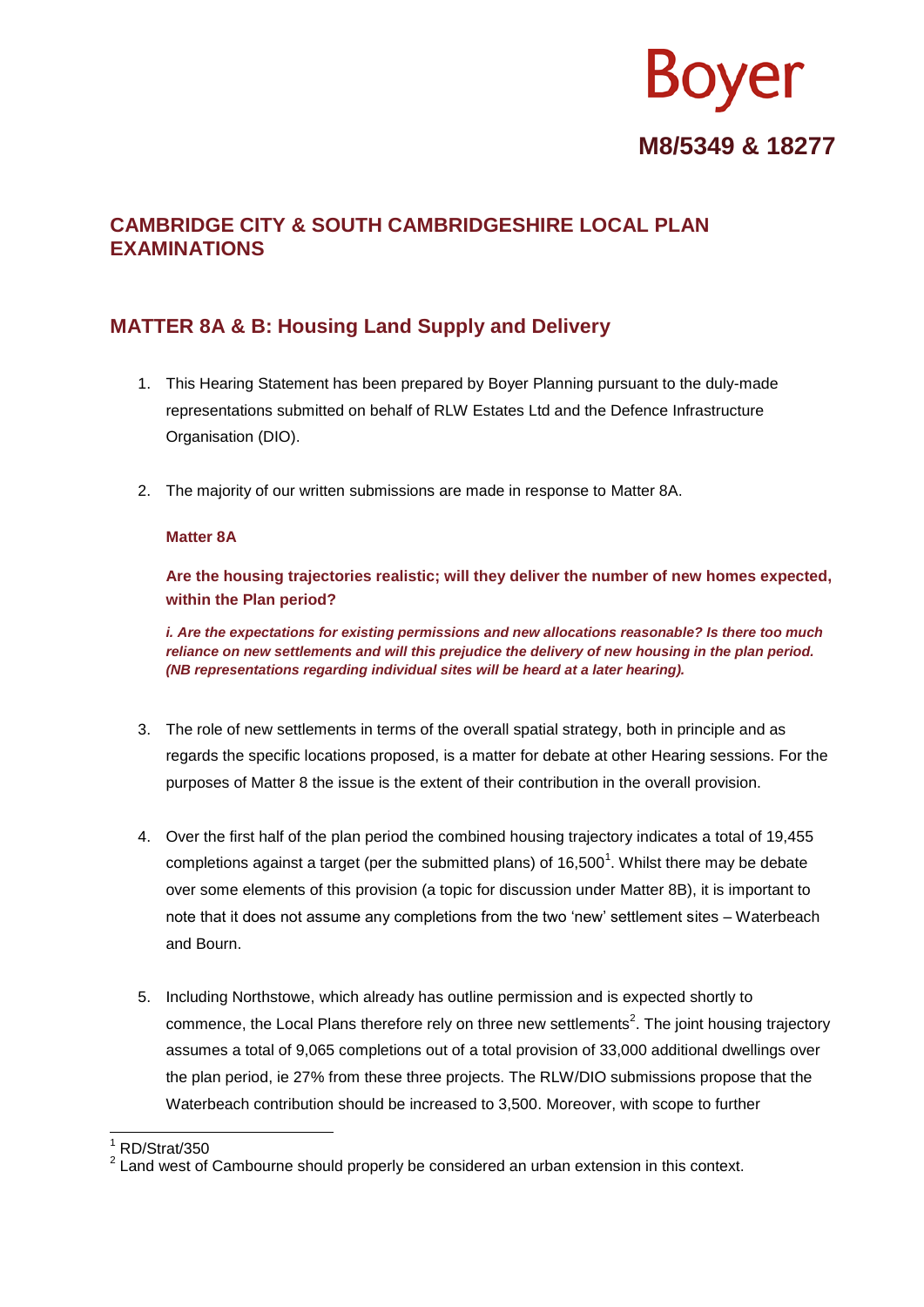Boyer

**M8/5349 & 18277**

## CAMBRIDGE CITY & SOUTH CAMBRIDGESHIRE LOCAL PLAN EXAMINATIONS

## MATTER 8A & B: Housing Land Supply and Delivery

1. This Hearing Statement has been prepared by Boyer Planning pursuant to the duly-made representations submitted on behalf of RLW Estates Ltd and the Defence Infrastructure Organisation (DIO).

2. The majority of our written submissions are made in response to Matter 8A.

### Matter 8A

**Are the housing trajectories realistic; will they deliver the number of new homes expected, within the Plan period?**

***i. Are the expectations for existing permissions and new allocations reasonable? Is there too much reliance on new settlements and will this prejudice the delivery of new housing in the plan period. (NB representations regarding individual sites will be heard at a later hearing).***

3. The role of new settlements in terms of the overall spatial strategy, both in principle and as regards the specific locations proposed, is a matter for debate at other Hearing sessions. For the purposes of Matter 8 the issue is the extent of their contribution in the overall provision.

4. Over the first half of the plan period the combined housing trajectory indicates a total of 19,455 completions against a target (per the submitted plans) of 16,500[1]. Whilst there may be debate over some elements of this provision (a topic for discussion under Matter 8B), it is important to note that it does not assume any completions from the two 'new' settlement sites – Waterbeach and Bourn.

5. Including Northstowe, which already has outline permission and is expected shortly to commence, the Local Plans therefore rely on three new settlements[2]. The joint housing trajectory assumes a total of 9,065 completions out of a total provision of 33,000 additional dwellings over the plan period, ie 27% from these three projects. The RLW/DIO submissions propose that the Waterbeach contribution should be increased to 3,500. Moreover, with scope to further

[1] RD/Strat/350

[2] Land west of Cambourne should properly be considered an urban extension in this context.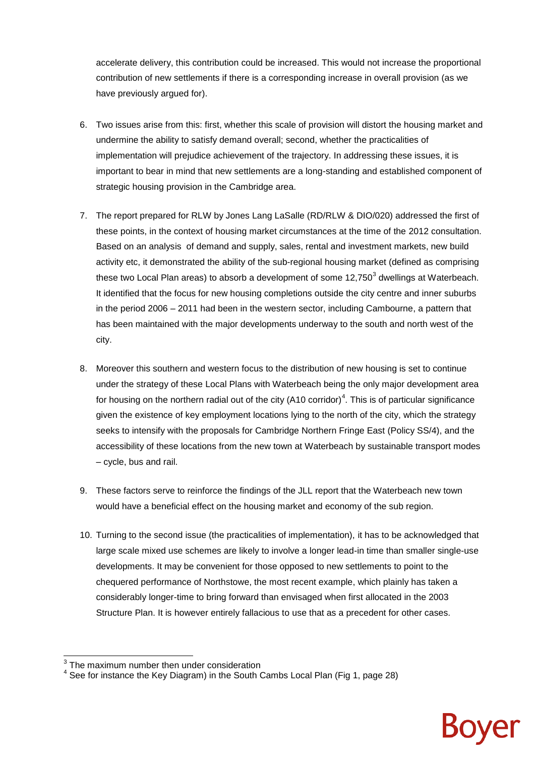accelerate delivery, this contribution could be increased. This would not increase the proportional contribution of new settlements if there is a corresponding increase in overall provision (as we have previously argued for).

6. Two issues arise from this: first, whether this scale of provision will distort the housing market and undermine the ability to satisfy demand overall; second, whether the practicalities of implementation will prejudice achievement of the trajectory. In addressing these issues, it is important to bear in mind that new settlements are a long-standing and established component of strategic housing provision in the Cambridge area.

7. The report prepared for RLW by Jones Lang LaSalle (RD/RLW & DIO/020) addressed the first of these points, in the context of housing market circumstances at the time of the 2012 consultation. Based on an analysis of demand and supply, sales, rental and investment markets, new build activity etc, it demonstrated the ability of the sub-regional housing market (defined as comprising these two Local Plan areas) to absorb a development of some 12,750[3] dwellings at Waterbeach. It identified that the focus for new housing completions outside the city centre and inner suburbs in the period 2006 – 2011 had been in the western sector, including Cambourne, a pattern that has been maintained with the major developments underway to the south and north west of the city.

8. Moreover this southern and western focus to the distribution of new housing is set to continue under the strategy of these Local Plans with Waterbeach being the only major development area for housing on the northern radial out of the city (A10 corridor)[4]. This is of particular significance given the existence of key employment locations lying to the north of the city, which the strategy seeks to intensify with the proposals for Cambridge Northern Fringe East (Policy SS/4), and the accessibility of these locations from the new town at Waterbeach by sustainable transport modes – cycle, bus and rail.

9. These factors serve to reinforce the findings of the JLL report that the Waterbeach new town would have a beneficial effect on the housing market and economy of the sub region.

10. Turning to the second issue (the practicalities of implementation), it has to be acknowledged that large scale mixed use schemes are likely to involve a longer lead-in time than smaller single-use developments. It may be convenient for those opposed to new settlements to point to the chequered performance of Northstowe, the most recent example, which plainly has taken a considerably longer-time to bring forward than envisaged when first allocated in the 2003 Structure Plan. It is however entirely fallacious to use that as a precedent for other cases.

---

[3] The maximum number then under consideration

[4] See for instance the Key Diagram) in the South Cambs Local Plan (Fig 1, page 28)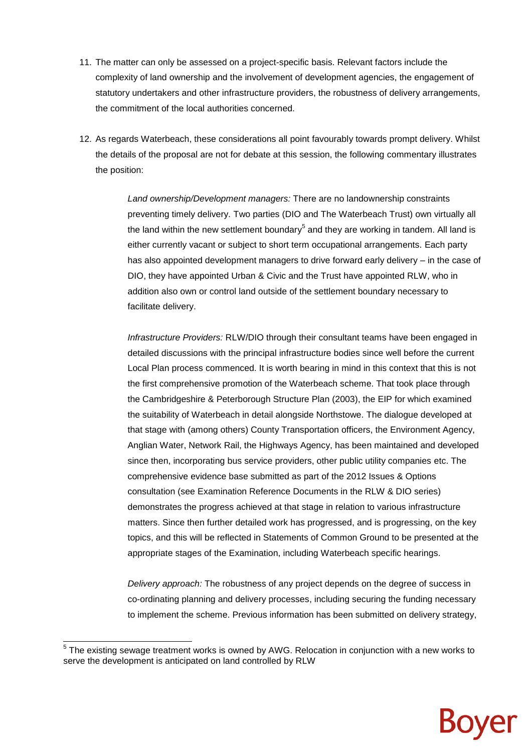11. The matter can only be assessed on a project-specific basis. Relevant factors include the complexity of land ownership and the involvement of development agencies, the engagement of statutory undertakers and other infrastructure providers, the robustness of delivery arrangements, the commitment of the local authorities concerned.

12. As regards Waterbeach, these considerations all point favourably towards prompt delivery. Whilst the details of the proposal are not for debate at this session, the following commentary illustrates the position:

    *Land ownership/Development managers:* There are no landownership constraints preventing timely delivery. Two parties (DIO and The Waterbeach Trust) own virtually all the land within the new settlement boundary[5] and they are working in tandem. All land is either currently vacant or subject to short term occupational arrangements. Each party has also appointed development managers to drive forward early delivery – in the case of DIO, they have appointed Urban & Civic and the Trust have appointed RLW, who in addition also own or control land outside of the settlement boundary necessary to facilitate delivery.

    *Infrastructure Providers:* RLW/DIO through their consultant teams have been engaged in detailed discussions with the principal infrastructure bodies since well before the current Local Plan process commenced. It is worth bearing in mind in this context that this is not the first comprehensive promotion of the Waterbeach scheme. That took place through the Cambridgeshire & Peterborough Structure Plan (2003), the EIP for which examined the suitability of Waterbeach in detail alongside Northstowe. The dialogue developed at that stage with (among others) County Transportation officers, the Environment Agency, Anglian Water, Network Rail, the Highways Agency, has been maintained and developed since then, incorporating bus service providers, other public utility companies etc. The comprehensive evidence base submitted as part of the 2012 Issues & Options consultation (see Examination Reference Documents in the RLW & DIO series) demonstrates the progress achieved at that stage in relation to various infrastructure matters. Since then further detailed work has progressed, and is progressing, on the key topics, and this will be reflected in Statements of Common Ground to be presented at the appropriate stages of the Examination, including Waterbeach specific hearings.

    *Delivery approach:* The robustness of any project depends on the degree of success in co-ordinating planning and delivery processes, including securing the funding necessary to implement the scheme. Previous information has been submitted on delivery strategy,

---

[5] The existing sewage treatment works is owned by AWG. Relocation in conjunction with a new works to serve the development is anticipated on land controlled by RLW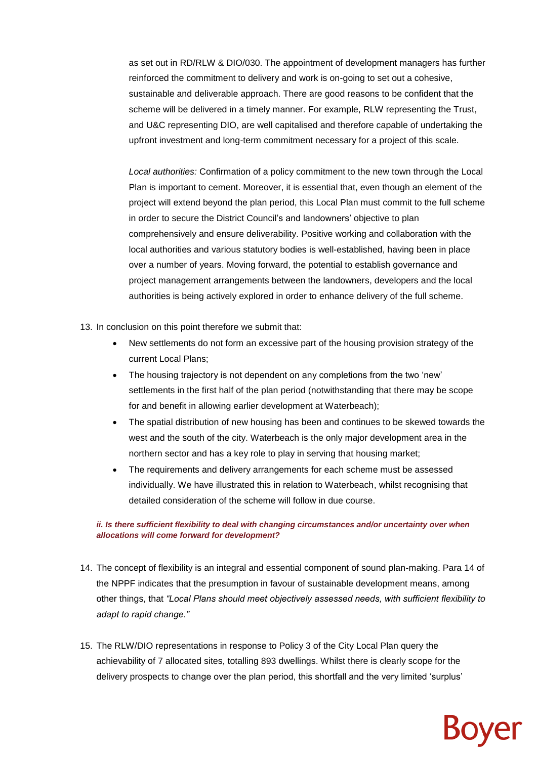as set out in RD/RLW & DIO/030. The appointment of development managers has further reinforced the commitment to delivery and work is on-going to set out a cohesive, sustainable and deliverable approach. There are good reasons to be confident that the scheme will be delivered in a timely manner. For example, RLW representing the Trust, and U&C representing DIO, are well capitalised and therefore capable of undertaking the upfront investment and long-term commitment necessary for a project of this scale.

*Local authorities:* Confirmation of a policy commitment to the new town through the Local Plan is important to cement. Moreover, it is essential that, even though an element of the project will extend beyond the plan period, this Local Plan must commit to the full scheme in order to secure the District Council's and landowners' objective to plan comprehensively and ensure deliverability. Positive working and collaboration with the local authorities and various statutory bodies is well-established, having been in place over a number of years. Moving forward, the potential to establish governance and project management arrangements between the landowners, developers and the local authorities is being actively explored in order to enhance delivery of the full scheme.

13. In conclusion on this point therefore we submit that:
    - New settlements do not form an excessive part of the housing provision strategy of the current Local Plans;
    - The housing trajectory is not dependent on any completions from the two 'new' settlements in the first half of the plan period (notwithstanding that there may be scope for and benefit in allowing earlier development at Waterbeach);
    - The spatial distribution of new housing has been and continues to be skewed towards the west and the south of the city. Waterbeach is the only major development area in the northern sector and has a key role to play in serving that housing market;
    - The requirements and delivery arrangements for each scheme must be assessed individually. We have illustrated this in relation to Waterbeach, whilst recognising that detailed consideration of the scheme will follow in due course.

***ii. Is there sufficient flexibility to deal with changing circumstances and/or uncertainty over when allocations will come forward for development?***

14. The concept of flexibility is an integral and essential component of sound plan-making. Para 14 of the NPPF indicates that the presumption in favour of sustainable development means, among other things, that *"Local Plans should meet objectively assessed needs, with sufficient flexibility to adapt to rapid change."*

15. The RLW/DIO representations in response to Policy 3 of the City Local Plan query the achievability of 7 allocated sites, totalling 893 dwellings. Whilst there is clearly scope for the delivery prospects to change over the plan period, this shortfall and the very limited 'surplus'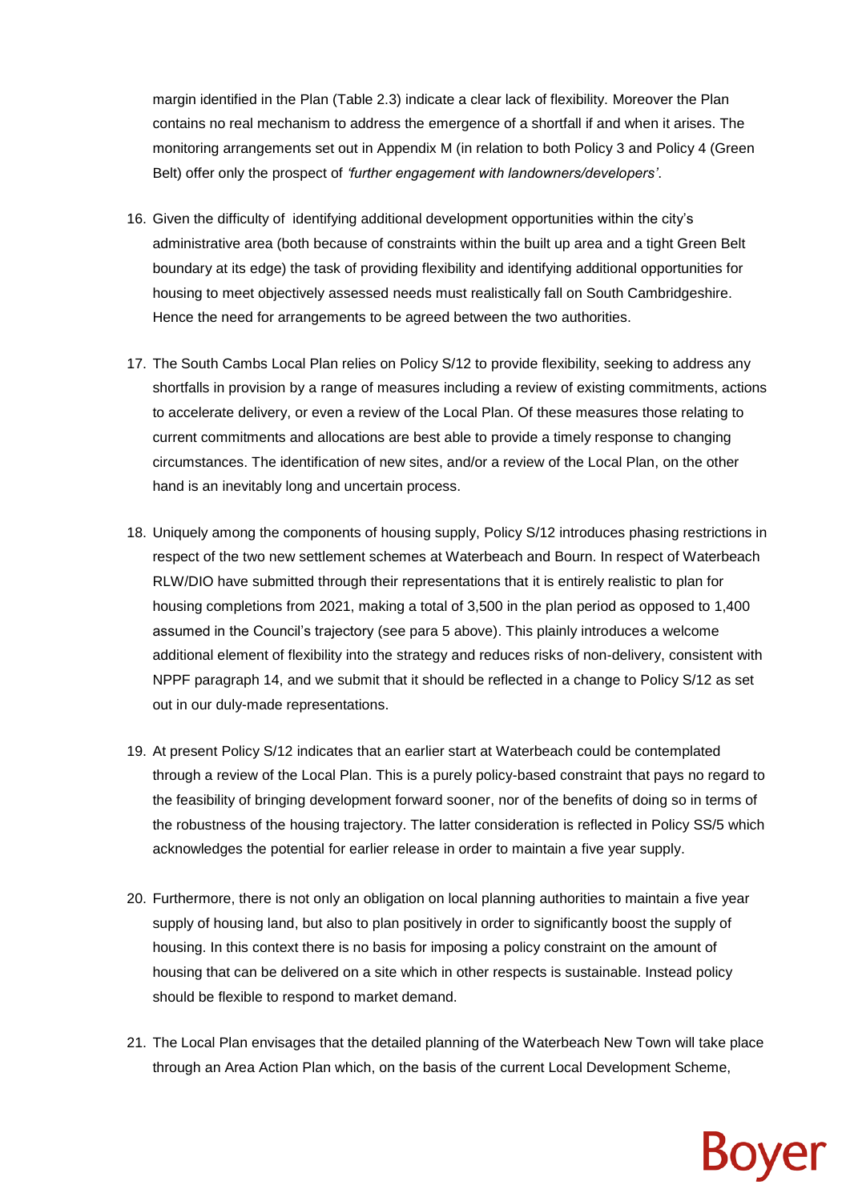margin identified in the Plan (Table 2.3) indicate a clear lack of flexibility. Moreover the Plan contains no real mechanism to address the emergence of a shortfall if and when it arises. The monitoring arrangements set out in Appendix M (in relation to both Policy 3 and Policy 4 (Green Belt) offer only the prospect of *'further engagement with landowners/developers'*.

16. Given the difficulty of identifying additional development opportunities within the city's administrative area (both because of constraints within the built up area and a tight Green Belt boundary at its edge) the task of providing flexibility and identifying additional opportunities for housing to meet objectively assessed needs must realistically fall on South Cambridgeshire. Hence the need for arrangements to be agreed between the two authorities.

17. The South Cambs Local Plan relies on Policy S/12 to provide flexibility, seeking to address any shortfalls in provision by a range of measures including a review of existing commitments, actions to accelerate delivery, or even a review of the Local Plan. Of these measures those relating to current commitments and allocations are best able to provide a timely response to changing circumstances. The identification of new sites, and/or a review of the Local Plan, on the other hand is an inevitably long and uncertain process.

18. Uniquely among the components of housing supply, Policy S/12 introduces phasing restrictions in respect of the two new settlement schemes at Waterbeach and Bourn. In respect of Waterbeach RLW/DIO have submitted through their representations that it is entirely realistic to plan for housing completions from 2021, making a total of 3,500 in the plan period as opposed to 1,400 assumed in the Council's trajectory (see para 5 above). This plainly introduces a welcome additional element of flexibility into the strategy and reduces risks of non-delivery, consistent with NPPF paragraph 14, and we submit that it should be reflected in a change to Policy S/12 as set out in our duly-made representations.

19. At present Policy S/12 indicates that an earlier start at Waterbeach could be contemplated through a review of the Local Plan. This is a purely policy-based constraint that pays no regard to the feasibility of bringing development forward sooner, nor of the benefits of doing so in terms of the robustness of the housing trajectory. The latter consideration is reflected in Policy SS/5 which acknowledges the potential for earlier release in order to maintain a five year supply.

20. Furthermore, there is not only an obligation on local planning authorities to maintain a five year supply of housing land, but also to plan positively in order to significantly boost the supply of housing. In this context there is no basis for imposing a policy constraint on the amount of housing that can be delivered on a site which in other respects is sustainable. Instead policy should be flexible to respond to market demand.

21. The Local Plan envisages that the detailed planning of the Waterbeach New Town will take place through an Area Action Plan which, on the basis of the current Local Development Scheme,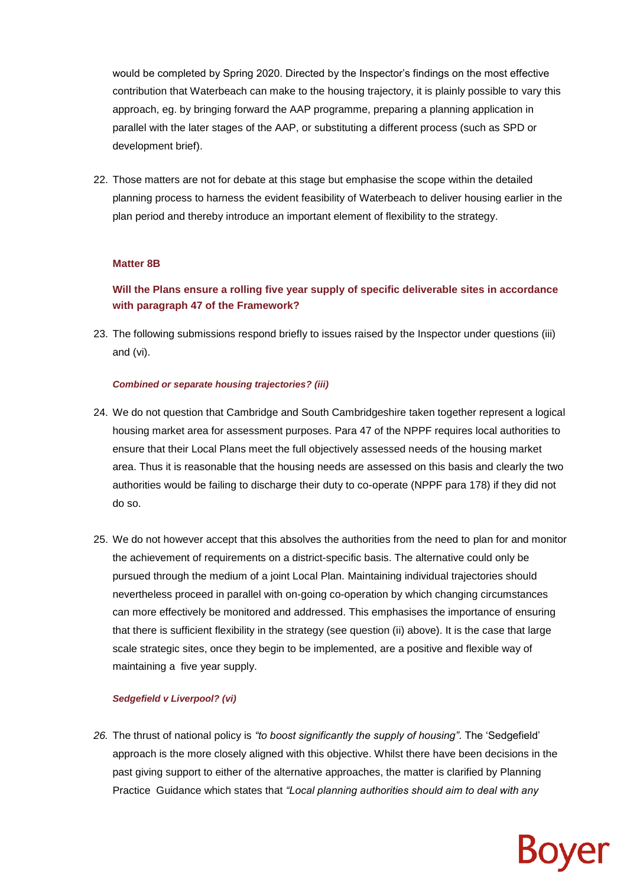would be completed by Spring 2020. Directed by the Inspector's findings on the most effective contribution that Waterbeach can make to the housing trajectory, it is plainly possible to vary this approach, eg. by bringing forward the AAP programme, preparing a planning application in parallel with the later stages of the AAP, or substituting a different process (such as SPD or development brief).

22. Those matters are not for debate at this stage but emphasise the scope within the detailed planning process to harness the evident feasibility of Waterbeach to deliver housing earlier in the plan period and thereby introduce an important element of flexibility to the strategy.

**Matter 8B**

**Will the Plans ensure a rolling five year supply of specific deliverable sites in accordance with paragraph 47 of the Framework?**

23. The following submissions respond briefly to issues raised by the Inspector under questions (iii) and (vi).

***Combined or separate housing trajectories? (iii)***

24. We do not question that Cambridge and South Cambridgeshire taken together represent a logical housing market area for assessment purposes. Para 47 of the NPPF requires local authorities to ensure that their Local Plans meet the full objectively assessed needs of the housing market area. Thus it is reasonable that the housing needs are assessed on this basis and clearly the two authorities would be failing to discharge their duty to co-operate (NPPF para 178) if they did not do so.

25. We do not however accept that this absolves the authorities from the need to plan for and monitor the achievement of requirements on a district-specific basis. The alternative could only be pursued through the medium of a joint Local Plan. Maintaining individual trajectories should nevertheless proceed in parallel with on-going co-operation by which changing circumstances can more effectively be monitored and addressed. This emphasises the importance of ensuring that there is sufficient flexibility in the strategy (see question (ii) above). It is the case that large scale strategic sites, once they begin to be implemented, are a positive and flexible way of maintaining a five year supply.

***Sedgefield v Liverpool? (vi)***

26. The thrust of national policy is *"to boost significantly the supply of housing"*. The 'Sedgefield' approach is the more closely aligned with this objective. Whilst there have been decisions in the past giving support to either of the alternative approaches, the matter is clarified by Planning Practice Guidance which states that *"Local planning authorities should aim to deal with any*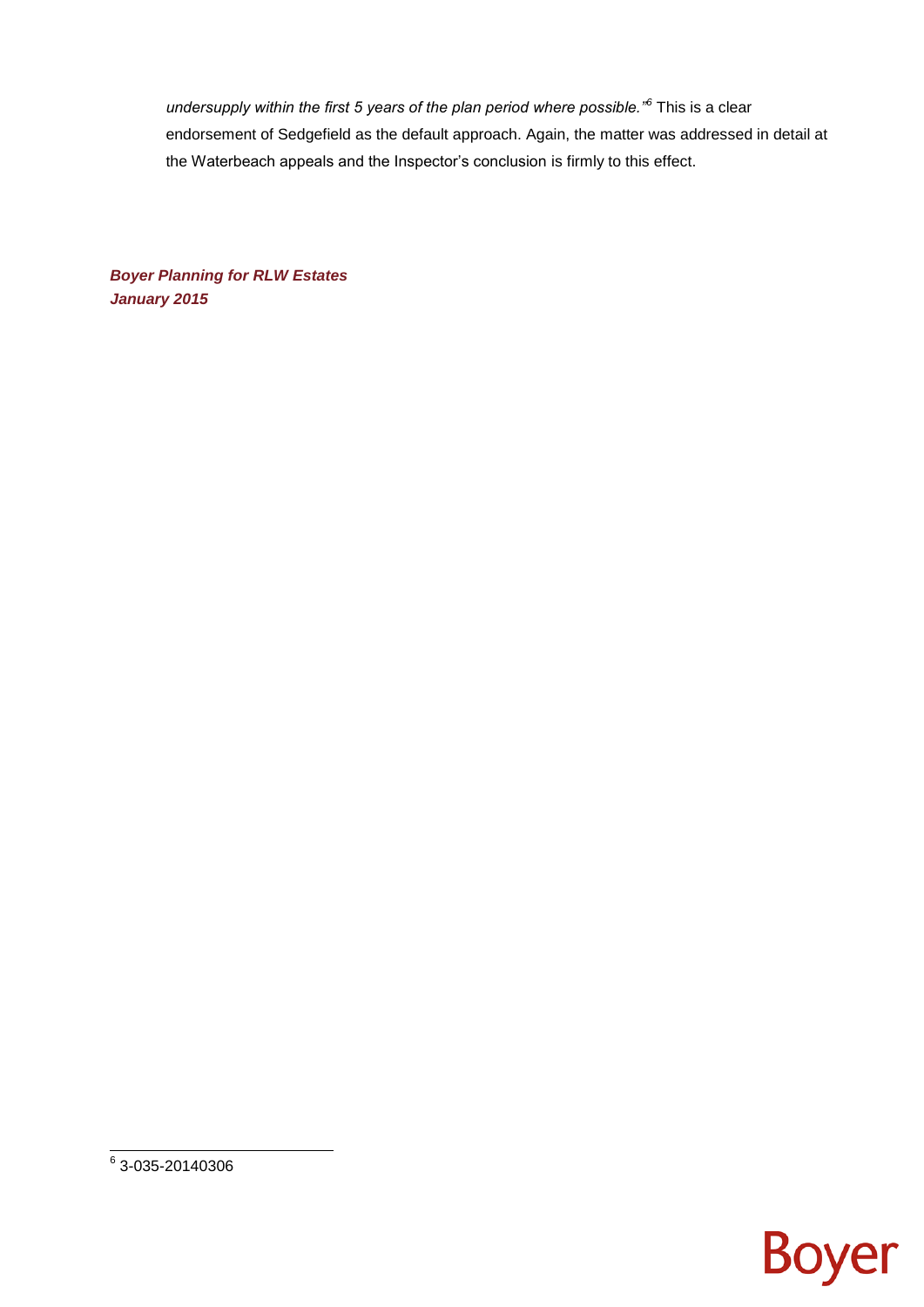*undersupply within the first 5 years of the plan period where possible."*[6] This is a clear endorsement of Sedgefield as the default approach. Again, the matter was addressed in detail at the Waterbeach appeals and the Inspector's conclusion is firmly to this effect.

***Boyer Planning for RLW Estates***
***January 2015***

[6] 3-035-20140306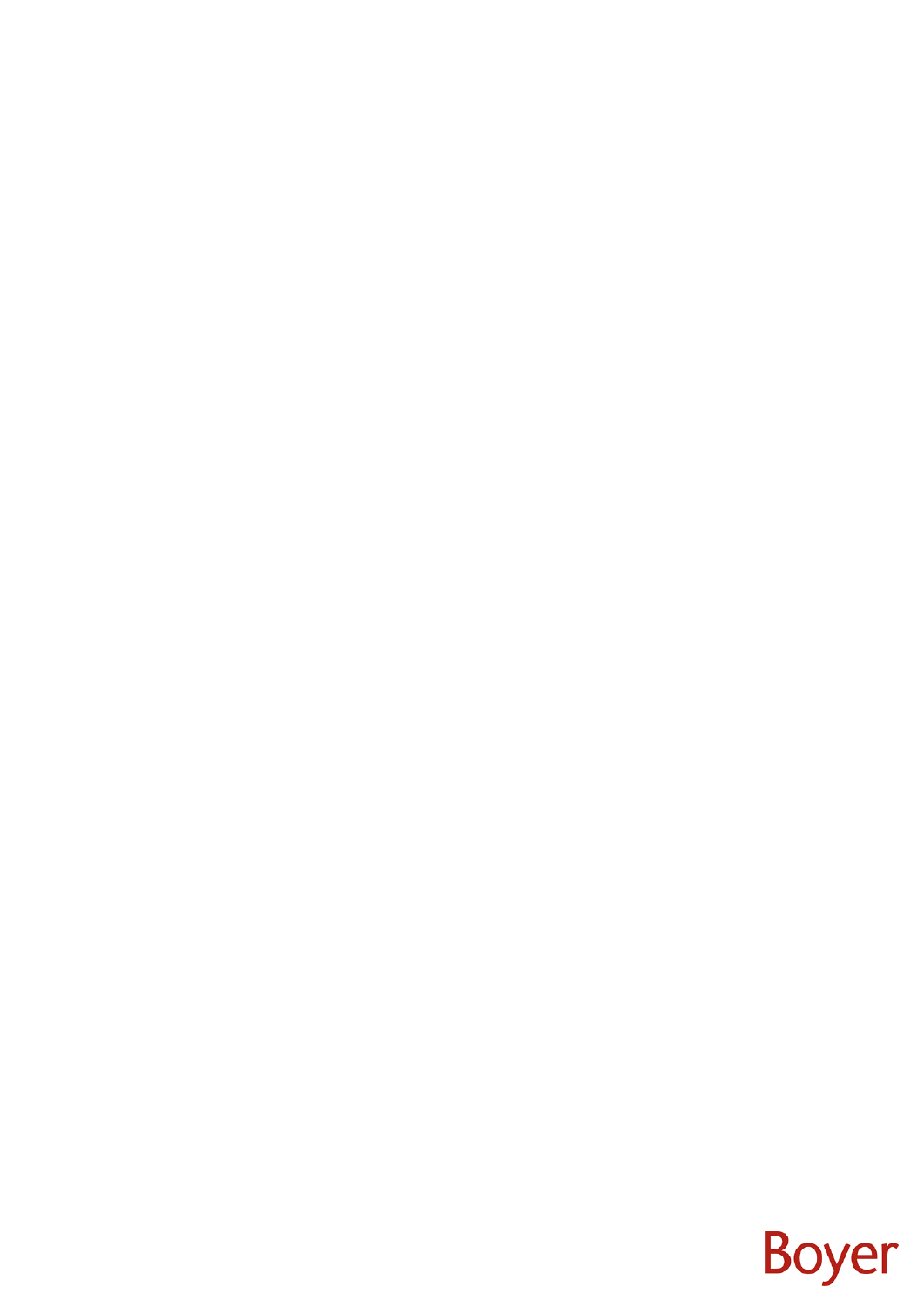Boyer